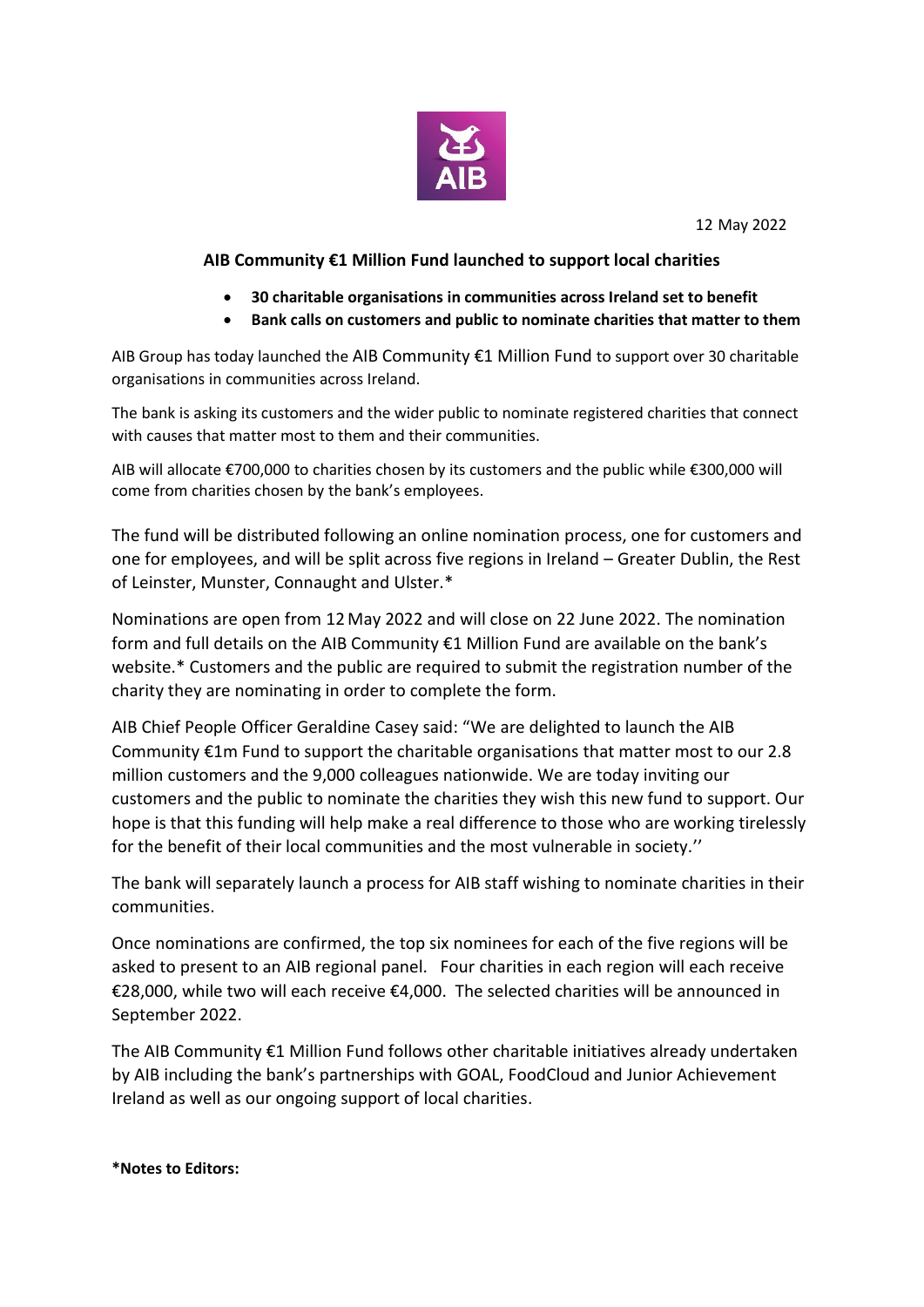12 May 2022

## AIB Community €1 Million Fund launched to support local charities

- **30 charitable organisations in communities across Ireland set to benefit**
- **Bank calls on customers and public to nominate charities that matter to them**

AIB Group has today launched the AIB Community €1 Million Fund to support over 30 charitable organisations in communities across Ireland.

The bank is asking its customers and the wider public to nominate registered charities that connect with causes that matter most to them and their communities.

AIB will allocate €700,000 to charities chosen by its customers and the public while €300,000 will come from charities chosen by the bank's employees.

The fund will be distributed following an online nomination process, one for customers and one for employees, and will be split across five regions in Ireland – Greater Dublin, the Rest of Leinster, Munster, Connaught and Ulster.*

Nominations are open from 12 May 2022 and will close on 22 June 2022. The nomination form and full details on the AIB Community €1 Million Fund are available on the bank's website.* Customers and the public are required to submit the registration number of the charity they are nominating in order to complete the form.

AIB Chief People Officer Geraldine Casey said: "We are delighted to launch the AIB Community €1m Fund to support the charitable organisations that matter most to our 2.8 million customers and the 9,000 colleagues nationwide. We are today inviting our customers and the public to nominate the charities they wish this new fund to support. Our hope is that this funding will help make a real difference to those who are working tirelessly for the benefit of their local communities and the most vulnerable in society.''

The bank will separately launch a process for AIB staff wishing to nominate charities in their communities.

Once nominations are confirmed, the top six nominees for each of the five regions will be asked to present to an AIB regional panel. Four charities in each region will each receive €28,000, while two will each receive €4,000. The selected charities will be announced in September 2022.

The AIB Community €1 Million Fund follows other charitable initiatives already undertaken by AIB including the bank's partnerships with GOAL, FoodCloud and Junior Achievement Ireland as well as our ongoing support of local charities.

**\*Notes to Editors:**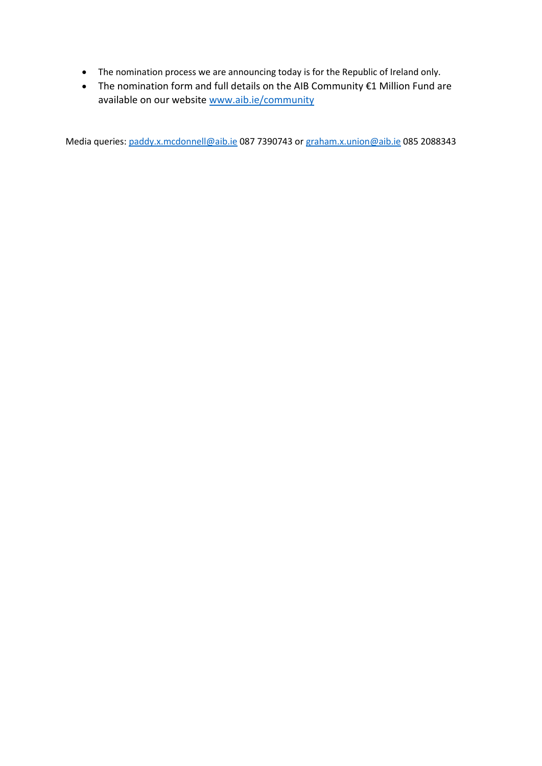- The nomination process we are announcing today is for the Republic of Ireland only.
- The nomination form and full details on the AIB Community €1 Million Fund are available on our website www.aib.ie/community

Media queries: paddy.x.mcdonnell@aib.ie 087 7390743 or graham.x.union@aib.ie 085 2088343